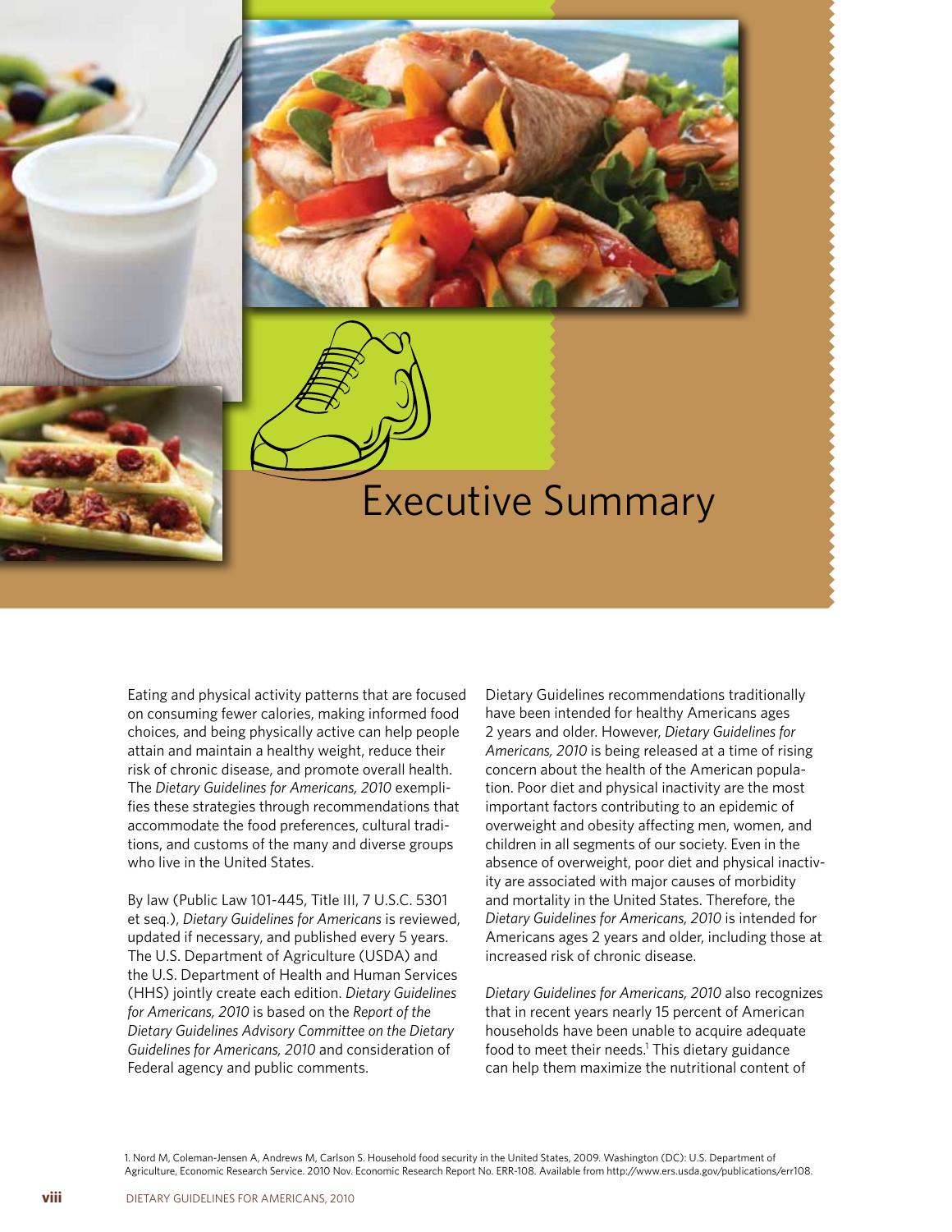# Executive Summary

Eating and physical activity patterns that are focused on consuming fewer calories, making informed food choices, and being physically active can help people attain and maintain a healthy weight, reduce their risk of chronic disease, and promote overall health. The *Dietary Guidelines for Americans, 2010* exemplifies these strategies through recommendations that accommodate the food preferences, cultural traditions, and customs of the many and diverse groups who live in the United States.

By law (Public Law 101-445, Title III, 7 U.S.C. 5301 et seq.), *Dietary Guidelines for Americans* is reviewed, updated if necessary, and published every 5 years. The U.S. Department of Agriculture (USDA) and the U.S. Department of Health and Human Services (HHS) jointly create each edition. *Dietary Guidelines for Americans, 2010* is based on the *Report of the Dietary Guidelines Advisory Committee on the Dietary Guidelines for Americans, 2010* and consideration of Federal agency and public comments.

Dietary Guidelines recommendations traditionally have been intended for healthy Americans ages 2 years and older. However, *Dietary Guidelines for Americans, 2010* is being released at a time of rising concern about the health of the American population. Poor diet and physical inactivity are the most important factors contributing to an epidemic of overweight and obesity affecting men, women, and children in all segments of our society. Even in the absence of overweight, poor diet and physical inactivity are associated with major causes of morbidity and mortality in the United States. Therefore, the *Dietary Guidelines for Americans, 2010* is intended for Americans ages 2 years and older, including those at increased risk of chronic disease.

*Dietary Guidelines for Americans, 2010* also recognizes that in recent years nearly 15 percent of American households have been unable to acquire adequate food to meet their needs.[1] This dietary guidance can help them maximize the nutritional content of

1. Nord M, Coleman-Jensen A, Andrews M, Carlson S. Household food security in the United States, 2009. Washington (DC): U.S. Department of Agriculture, Economic Research Service. 2010 Nov. Economic Research Report No. ERR-108. Available from http://www.ers.usda.gov/publications/err108.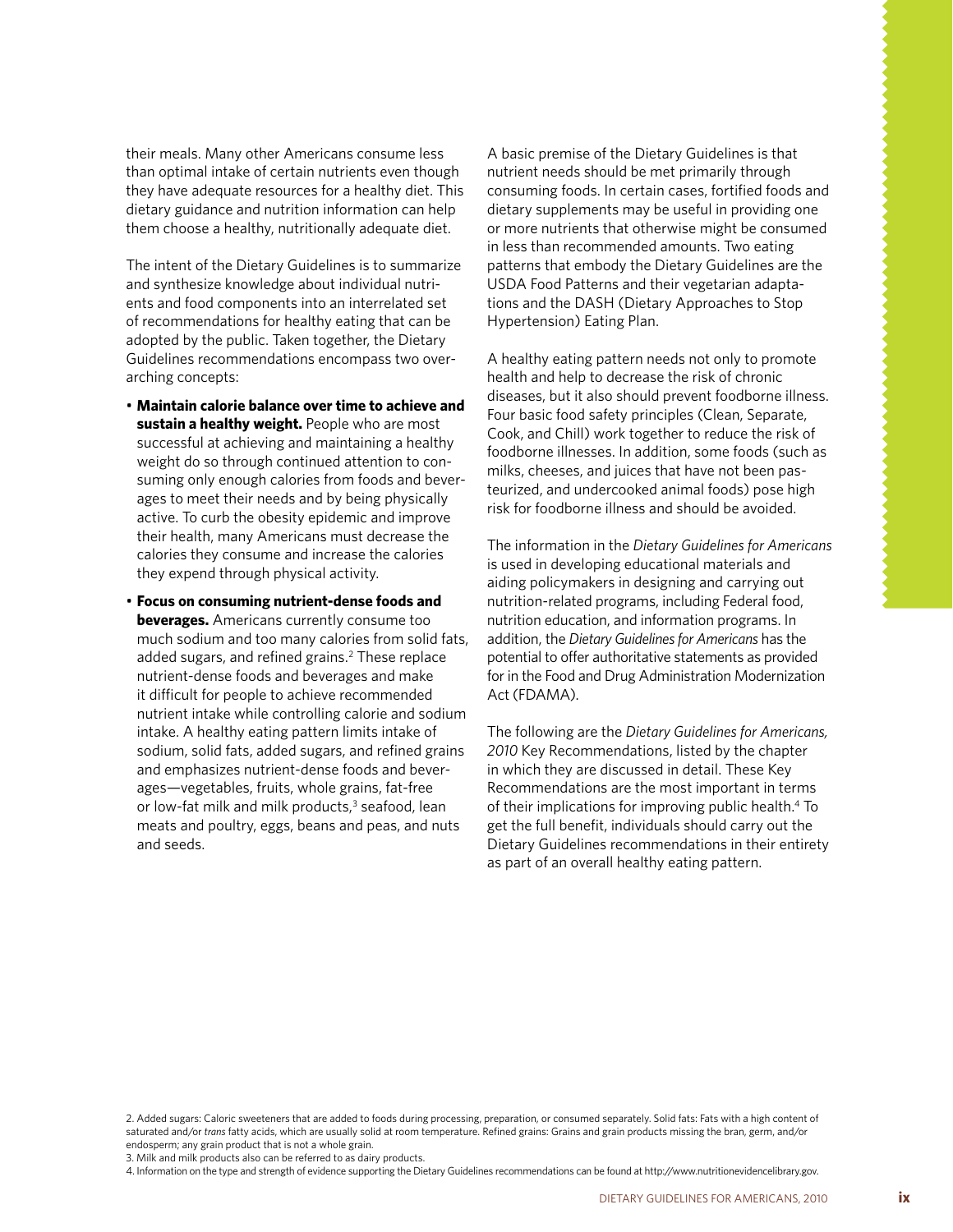their meals. Many other Americans consume less than optimal intake of certain nutrients even though they have adequate resources for a healthy diet. This dietary guidance and nutrition information can help them choose a healthy, nutritionally adequate diet.

The intent of the Dietary Guidelines is to summarize and synthesize knowledge about individual nutrients and food components into an interrelated set of recommendations for healthy eating that can be adopted by the public. Taken together, the Dietary Guidelines recommendations encompass two overarching concepts:

- **Maintain calorie balance over time to achieve and sustain a healthy weight.** People who are most successful at achieving and maintaining a healthy weight do so through continued attention to consuming only enough calories from foods and beverages to meet their needs and by being physically active. To curb the obesity epidemic and improve their health, many Americans must decrease the calories they consume and increase the calories they expend through physical activity.
- **Focus on consuming nutrient-dense foods and beverages.** Americans currently consume too much sodium and too many calories from solid fats, added sugars, and refined grains.[2] These replace nutrient-dense foods and beverages and make it difficult for people to achieve recommended nutrient intake while controlling calorie and sodium intake. A healthy eating pattern limits intake of sodium, solid fats, added sugars, and refined grains and emphasizes nutrient-dense foods and beverages—vegetables, fruits, whole grains, fat-free or low-fat milk and milk products,[3] seafood, lean meats and poultry, eggs, beans and peas, and nuts and seeds.

A basic premise of the Dietary Guidelines is that nutrient needs should be met primarily through consuming foods. In certain cases, fortified foods and dietary supplements may be useful in providing one or more nutrients that otherwise might be consumed in less than recommended amounts. Two eating patterns that embody the Dietary Guidelines are the USDA Food Patterns and their vegetarian adaptations and the DASH (Dietary Approaches to Stop Hypertension) Eating Plan.

A healthy eating pattern needs not only to promote health and help to decrease the risk of chronic diseases, but it also should prevent foodborne illness. Four basic food safety principles (Clean, Separate, Cook, and Chill) work together to reduce the risk of foodborne illnesses. In addition, some foods (such as milks, cheeses, and juices that have not been pasteurized, and undercooked animal foods) pose high risk for foodborne illness and should be avoided.

The information in the *Dietary Guidelines for Americans* is used in developing educational materials and aiding policymakers in designing and carrying out nutrition-related programs, including Federal food, nutrition education, and information programs. In addition, the *Dietary Guidelines for Americans* has the potential to offer authoritative statements as provided for in the Food and Drug Administration Modernization Act (FDAMA).

The following are the *Dietary Guidelines for Americans, 2010* Key Recommendations, listed by the chapter in which they are discussed in detail. These Key Recommendations are the most important in terms of their implications for improving public health.[4] To get the full benefit, individuals should carry out the Dietary Guidelines recommendations in their entirety as part of an overall healthy eating pattern.

2. Added sugars: Caloric sweeteners that are added to foods during processing, preparation, or consumed separately. Solid fats: Fats with a high content of saturated and/or *trans* fatty acids, which are usually solid at room temperature. Refined grains: Grains and grain products missing the bran, germ, and/or endosperm; any grain product that is not a whole grain.
3. Milk and milk products also can be referred to as dairy products.
4. Information on the type and strength of evidence supporting the Dietary Guidelines recommendations can be found at http://www.nutritionevidencelibrary.gov.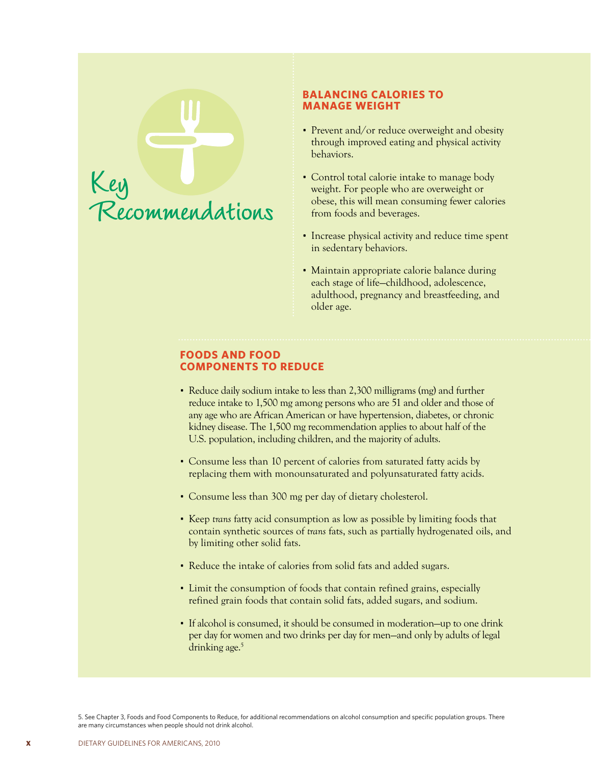# Key Recommendations

## BALANCING CALORIES TO MANAGE WEIGHT

- Prevent and/or reduce overweight and obesity through improved eating and physical activity behaviors.
- Control total calorie intake to manage body weight. For people who are overweight or obese, this will mean consuming fewer calories from foods and beverages.
- Increase physical activity and reduce time spent in sedentary behaviors.
- Maintain appropriate calorie balance during each stage of life—childhood, adolescence, adulthood, pregnancy and breastfeeding, and older age.

## FOODS AND FOOD COMPONENTS TO REDUCE

- Reduce daily sodium intake to less than 2,300 milligrams (mg) and further reduce intake to 1,500 mg among persons who are 51 and older and those of any age who are African American or have hypertension, diabetes, or chronic kidney disease. The 1,500 mg recommendation applies to about half of the U.S. population, including children, and the majority of adults.
- Consume less than 10 percent of calories from saturated fatty acids by replacing them with monounsaturated and polyunsaturated fatty acids.
- Consume less than 300 mg per day of dietary cholesterol.
- Keep *trans* fatty acid consumption as low as possible by limiting foods that contain synthetic sources of *trans* fats, such as partially hydrogenated oils, and by limiting other solid fats.
- Reduce the intake of calories from solid fats and added sugars.
- Limit the consumption of foods that contain refined grains, especially refined grain foods that contain solid fats, added sugars, and sodium.
- If alcohol is consumed, it should be consumed in moderation—up to one drink per day for women and two drinks per day for men—and only by adults of legal drinking age.[5]

5. See Chapter 3, Foods and Food Components to Reduce, for additional recommendations on alcohol consumption and specific population groups. There are many circumstances when people should not drink alcohol.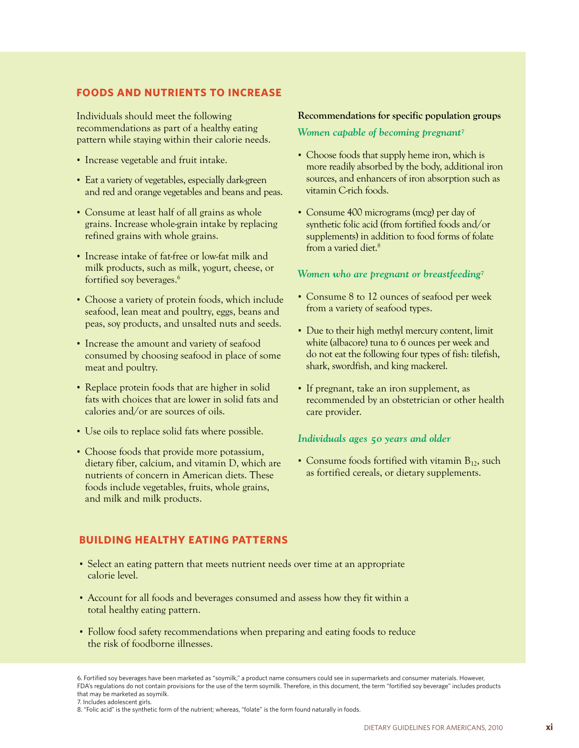## FOODS AND NUTRIENTS TO INCREASE

Individuals should meet the following recommendations as part of a healthy eating pattern while staying within their calorie needs.

- Increase vegetable and fruit intake.
- Eat a variety of vegetables, especially dark-green and red and orange vegetables and beans and peas.
- Consume at least half of all grains as whole grains. Increase whole-grain intake by replacing refined grains with whole grains.
- Increase intake of fat-free or low-fat milk and milk products, such as milk, yogurt, cheese, or fortified soy beverages.[6]
- Choose a variety of protein foods, which include seafood, lean meat and poultry, eggs, beans and peas, soy products, and unsalted nuts and seeds.
- Increase the amount and variety of seafood consumed by choosing seafood in place of some meat and poultry.
- Replace protein foods that are higher in solid fats with choices that are lower in solid fats and calories and/or are sources of oils.
- Use oils to replace solid fats where possible.
- Choose foods that provide more potassium, dietary fiber, calcium, and vitamin D, which are nutrients of concern in American diets. These foods include vegetables, fruits, whole grains, and milk and milk products.

**Recommendations for specific population groups**

*Women capable of becoming pregnant*[7]

- Choose foods that supply heme iron, which is more readily absorbed by the body, additional iron sources, and enhancers of iron absorption such as vitamin C-rich foods.
- Consume 400 micrograms (mcg) per day of synthetic folic acid (from fortified foods and/or supplements) in addition to food forms of folate from a varied diet.[8]

*Women who are pregnant or breastfeeding*[7]

- Consume 8 to 12 ounces of seafood per week from a variety of seafood types.
- Due to their high methyl mercury content, limit white (albacore) tuna to 6 ounces per week and do not eat the following four types of fish: tilefish, shark, swordfish, and king mackerel.
- If pregnant, take an iron supplement, as recommended by an obstetrician or other health care provider.

*Individuals ages 50 years and older*

- Consume foods fortified with vitamin $B_{12}$, such as fortified cereals, or dietary supplements.

## BUILDING HEALTHY EATING PATTERNS

- Select an eating pattern that meets nutrient needs over time at an appropriate calorie level.
- Account for all foods and beverages consumed and assess how they fit within a total healthy eating pattern.
- Follow food safety recommendations when preparing and eating foods to reduce the risk of foodborne illnesses.

6. Fortified soy beverages have been marketed as "soymilk," a product name consumers could see in supermarkets and consumer materials. However, FDA's regulations do not contain provisions for the use of the term soymilk. Therefore, in this document, the term "fortified soy beverage" includes products that may be marketed as soymilk.
7. Includes adolescent girls.
8. "Folic acid" is the synthetic form of the nutrient; whereas, "folate" is the form found naturally in foods.